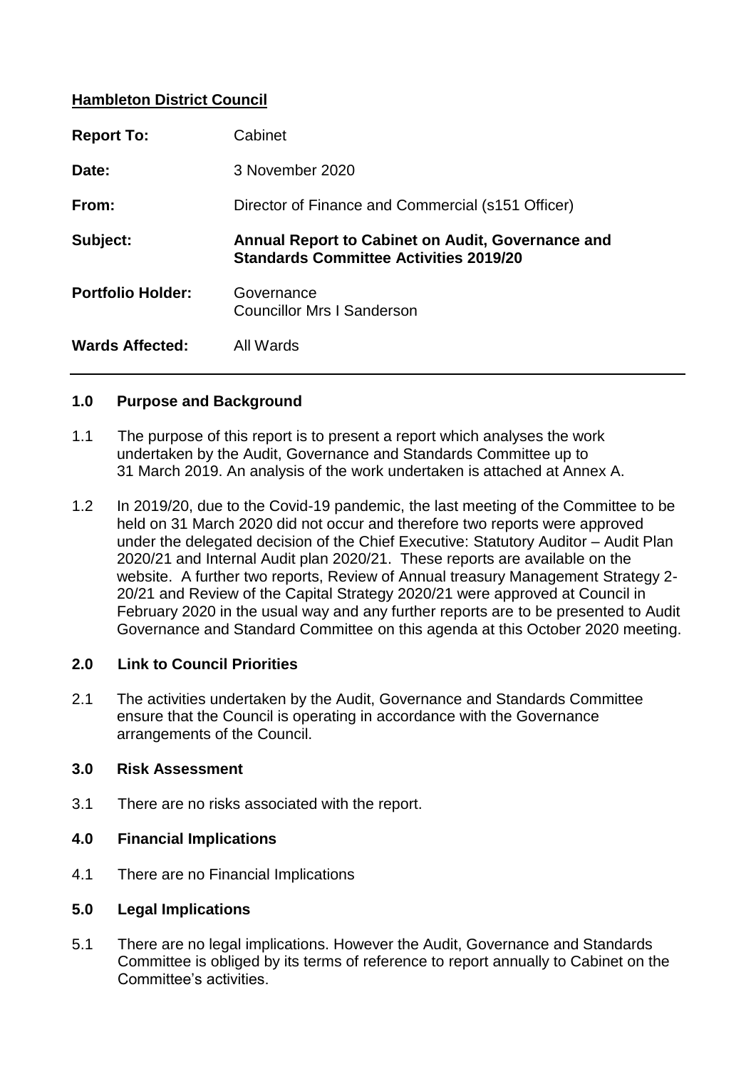**Hambleton District Council**

| | |
|---|---|
| **Report To:** | Cabinet |
| **Date:** | 3 November 2020 |
| **From:** | Director of Finance and Commercial (s151 Officer) |
| **Subject:** | **Annual Report to Cabinet on Audit, Governance and Standards Committee Activities 2019/20** |
| **Portfolio Holder:** | Governance<br>Councillor Mrs I Sanderson |
| **Wards Affected:** | All Wards |

## 1.0 Purpose and Background

1.1 The purpose of this report is to present a report which analyses the work undertaken by the Audit, Governance and Standards Committee up to 31 March 2019. An analysis of the work undertaken is attached at Annex A.

1.2 In 2019/20, due to the Covid-19 pandemic, the last meeting of the Committee to be held on 31 March 2020 did not occur and therefore two reports were approved under the delegated decision of the Chief Executive: Statutory Auditor – Audit Plan 2020/21 and Internal Audit plan 2020/21. These reports are available on the website. A further two reports, Review of Annual treasury Management Strategy 2-20/21 and Review of the Capital Strategy 2020/21 were approved at Council in February 2020 in the usual way and any further reports are to be presented to Audit Governance and Standard Committee on this agenda at this October 2020 meeting.

## 2.0 Link to Council Priorities

2.1 The activities undertaken by the Audit, Governance and Standards Committee ensure that the Council is operating in accordance with the Governance arrangements of the Council.

## 3.0 Risk Assessment

3.1 There are no risks associated with the report.

## 4.0 Financial Implications

4.1 There are no Financial Implications

## 5.0 Legal Implications

5.1 There are no legal implications. However the Audit, Governance and Standards Committee is obliged by its terms of reference to report annually to Cabinet on the Committee's activities.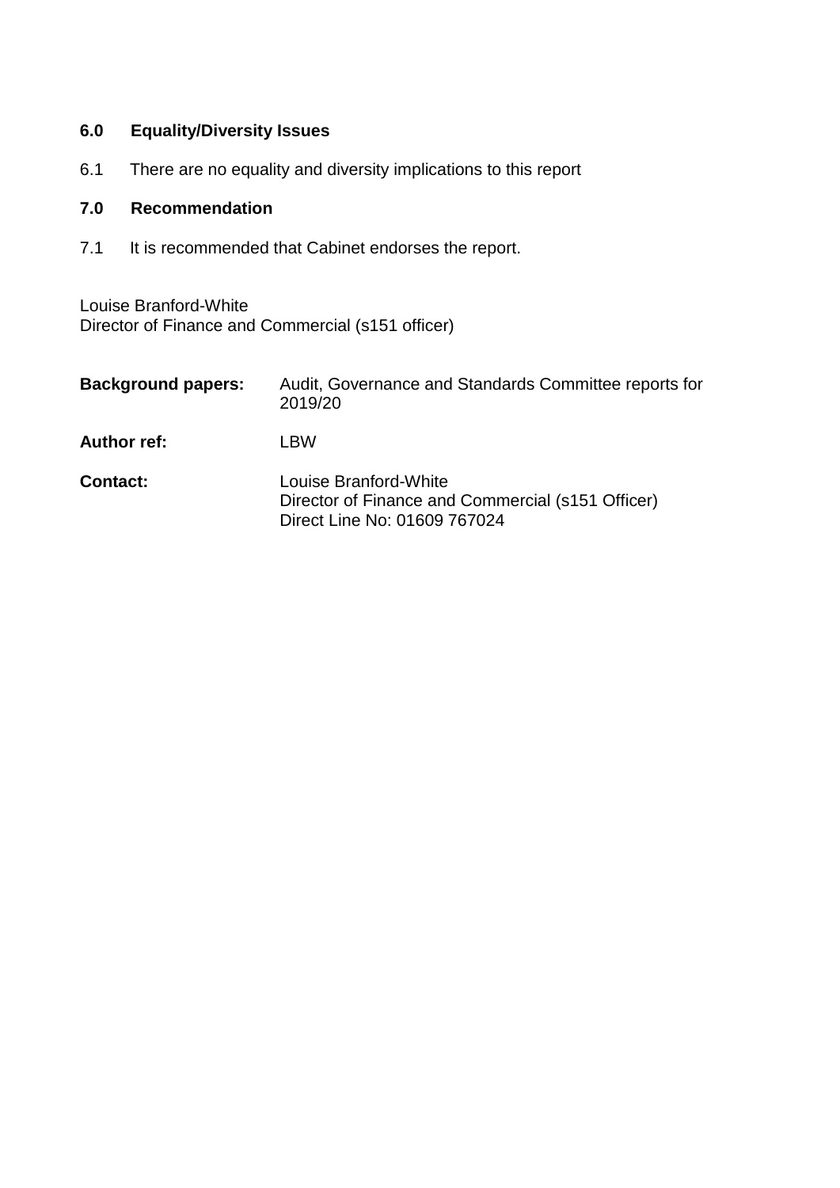## 6.0 Equality/Diversity Issues

6.1 There are no equality and diversity implications to this report

## 7.0 Recommendation

7.1 It is recommended that Cabinet endorses the report.

Louise Branford-White
Director of Finance and Commercial (s151 officer)

| | |
|---|---|
| **Background papers:** | Audit, Governance and Standards Committee reports for 2019/20 |
| **Author ref:** | LBW |
| **Contact:** | Louise Branford-White<br>Director of Finance and Commercial (s151 Officer)<br>Direct Line No: 01609 767024 |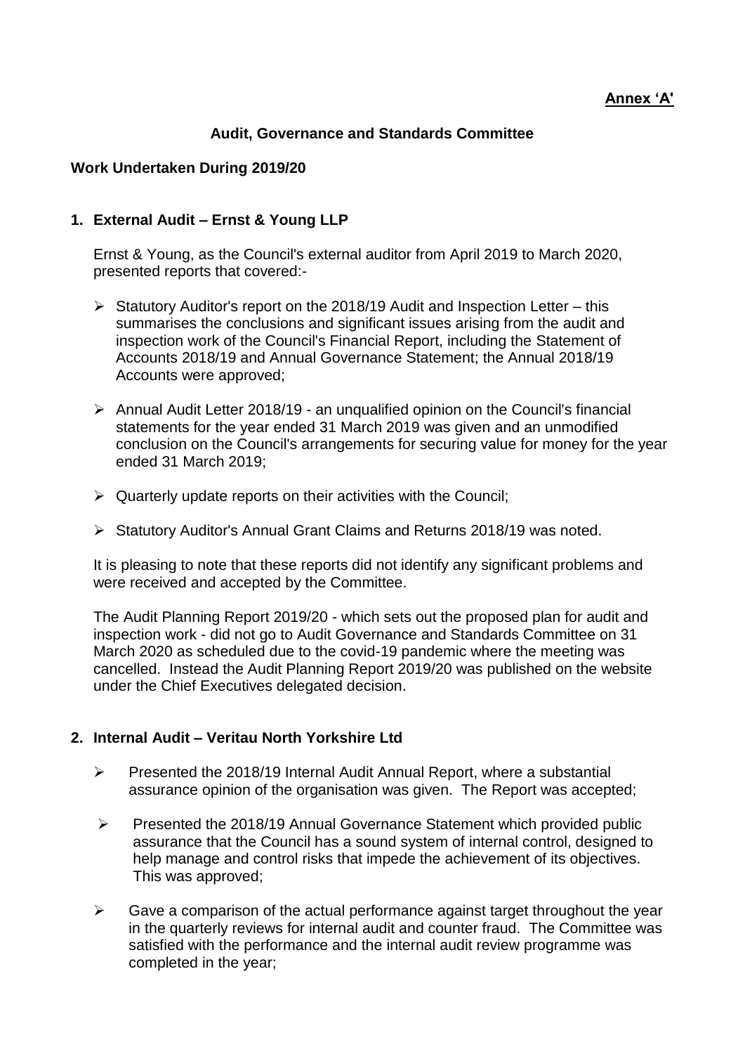**Annex 'A'**

**Audit, Governance and Standards Committee**

**Work Undertaken During 2019/20**

## 1. External Audit – Ernst & Young LLP

Ernst & Young, as the Council's external auditor from April 2019 to March 2020, presented reports that covered:-

- Statutory Auditor's report on the 2018/19 Audit and Inspection Letter – this summarises the conclusions and significant issues arising from the audit and inspection work of the Council's Financial Report, including the Statement of Accounts 2018/19 and Annual Governance Statement; the Annual 2018/19 Accounts were approved;
- Annual Audit Letter 2018/19 - an unqualified opinion on the Council's financial statements for the year ended 31 March 2019 was given and an unmodified conclusion on the Council's arrangements for securing value for money for the year ended 31 March 2019;
- Quarterly update reports on their activities with the Council;
- Statutory Auditor's Annual Grant Claims and Returns 2018/19 was noted.

It is pleasing to note that these reports did not identify any significant problems and were received and accepted by the Committee.

The Audit Planning Report 2019/20 - which sets out the proposed plan for audit and inspection work - did not go to Audit Governance and Standards Committee on 31 March 2020 as scheduled due to the covid-19 pandemic where the meeting was cancelled. Instead the Audit Planning Report 2019/20 was published on the website under the Chief Executives delegated decision.

## 2. Internal Audit – Veritau North Yorkshire Ltd

- Presented the 2018/19 Internal Audit Annual Report, where a substantial assurance opinion of the organisation was given. The Report was accepted;
- Presented the 2018/19 Annual Governance Statement which provided public assurance that the Council has a sound system of internal control, designed to help manage and control risks that impede the achievement of its objectives. This was approved;
- Gave a comparison of the actual performance against target throughout the year in the quarterly reviews for internal audit and counter fraud. The Committee was satisfied with the performance and the internal audit review programme was completed in the year;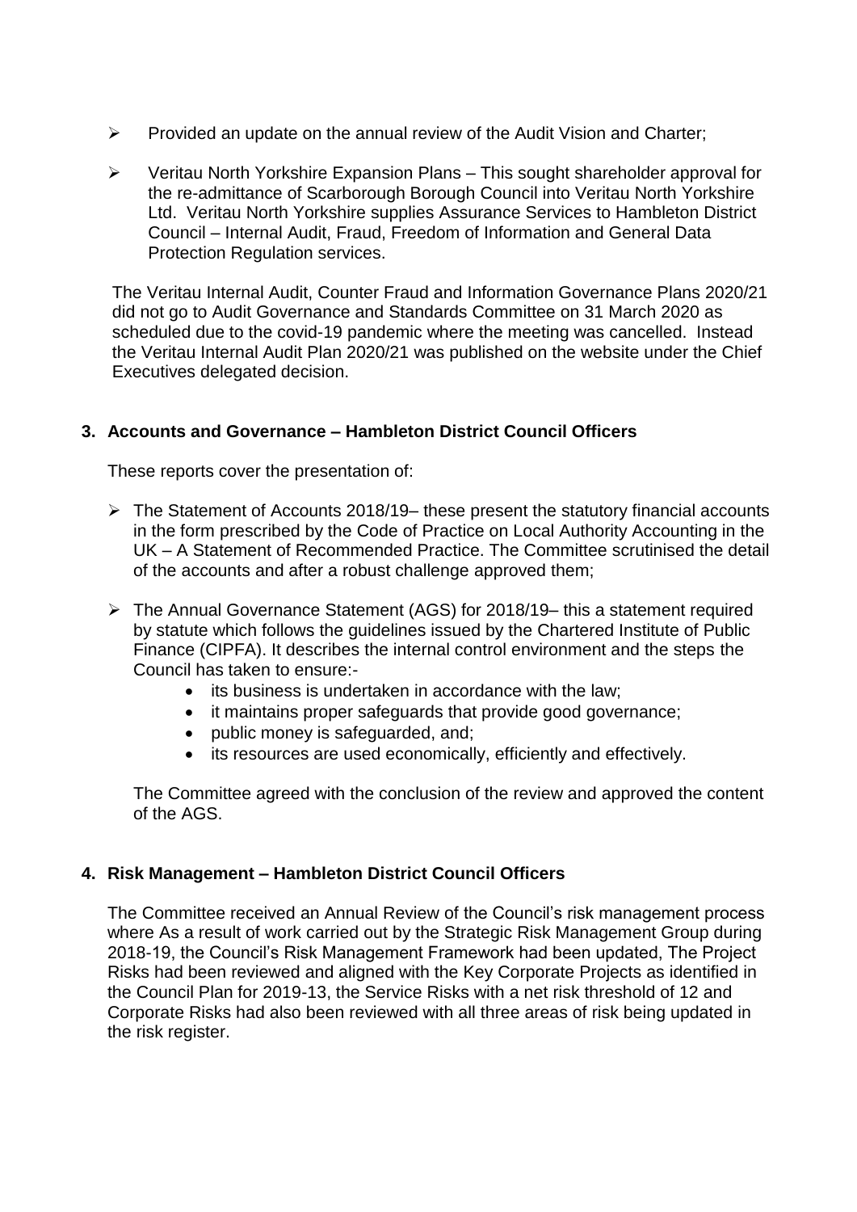- Provided an update on the annual review of the Audit Vision and Charter;
- Veritau North Yorkshire Expansion Plans – This sought shareholder approval for the re-admittance of Scarborough Borough Council into Veritau North Yorkshire Ltd. Veritau North Yorkshire supplies Assurance Services to Hambleton District Council – Internal Audit, Fraud, Freedom of Information and General Data Protection Regulation services.

The Veritau Internal Audit, Counter Fraud and Information Governance Plans 2020/21 did not go to Audit Governance and Standards Committee on 31 March 2020 as scheduled due to the covid-19 pandemic where the meeting was cancelled. Instead the Veritau Internal Audit Plan 2020/21 was published on the website under the Chief Executives delegated decision.

### 3. Accounts and Governance – Hambleton District Council Officers

These reports cover the presentation of:

- The Statement of Accounts 2018/19– these present the statutory financial accounts in the form prescribed by the Code of Practice on Local Authority Accounting in the UK – A Statement of Recommended Practice. The Committee scrutinised the detail of the accounts and after a robust challenge approved them;
- The Annual Governance Statement (AGS) for 2018/19– this a statement required by statute which follows the guidelines issued by the Chartered Institute of Public Finance (CIPFA). It describes the internal control environment and the steps the Council has taken to ensure:-
    - its business is undertaken in accordance with the law;
    - it maintains proper safeguards that provide good governance;
    - public money is safeguarded, and;
    - its resources are used economically, efficiently and effectively.

The Committee agreed with the conclusion of the review and approved the content of the AGS.

### 4. Risk Management – Hambleton District Council Officers

The Committee received an Annual Review of the Council's risk management process where As a result of work carried out by the Strategic Risk Management Group during 2018-19, the Council's Risk Management Framework had been updated, The Project Risks had been reviewed and aligned with the Key Corporate Projects as identified in the Council Plan for 2019-13, the Service Risks with a net risk threshold of 12 and Corporate Risks had also been reviewed with all three areas of risk being updated in the risk register.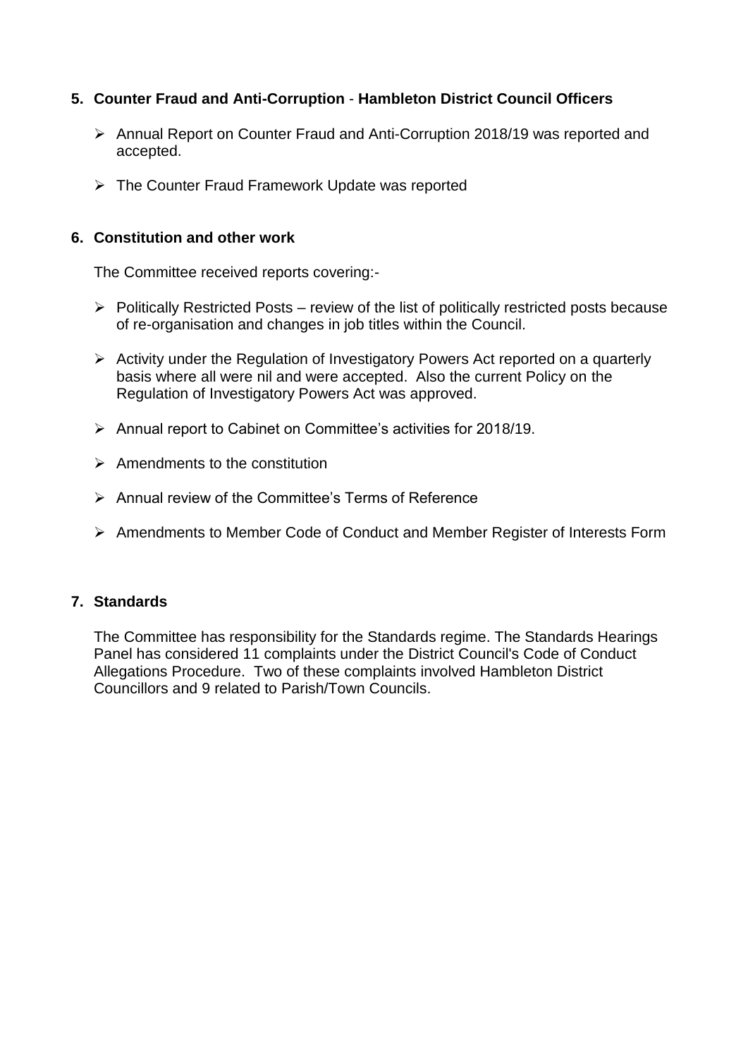## 5. Counter Fraud and Anti-Corruption - Hambleton District Council Officers

- Annual Report on Counter Fraud and Anti-Corruption 2018/19 was reported and accepted.
- The Counter Fraud Framework Update was reported

## 6. Constitution and other work

The Committee received reports covering:-

- Politically Restricted Posts – review of the list of politically restricted posts because of re-organisation and changes in job titles within the Council.
- Activity under the Regulation of Investigatory Powers Act reported on a quarterly basis where all were nil and were accepted. Also the current Policy on the Regulation of Investigatory Powers Act was approved.
- Annual report to Cabinet on Committee's activities for 2018/19.
- Amendments to the constitution
- Annual review of the Committee's Terms of Reference
- Amendments to Member Code of Conduct and Member Register of Interests Form

## 7. Standards

The Committee has responsibility for the Standards regime. The Standards Hearings Panel has considered 11 complaints under the District Council's Code of Conduct Allegations Procedure. Two of these complaints involved Hambleton District Councillors and 9 related to Parish/Town Councils.